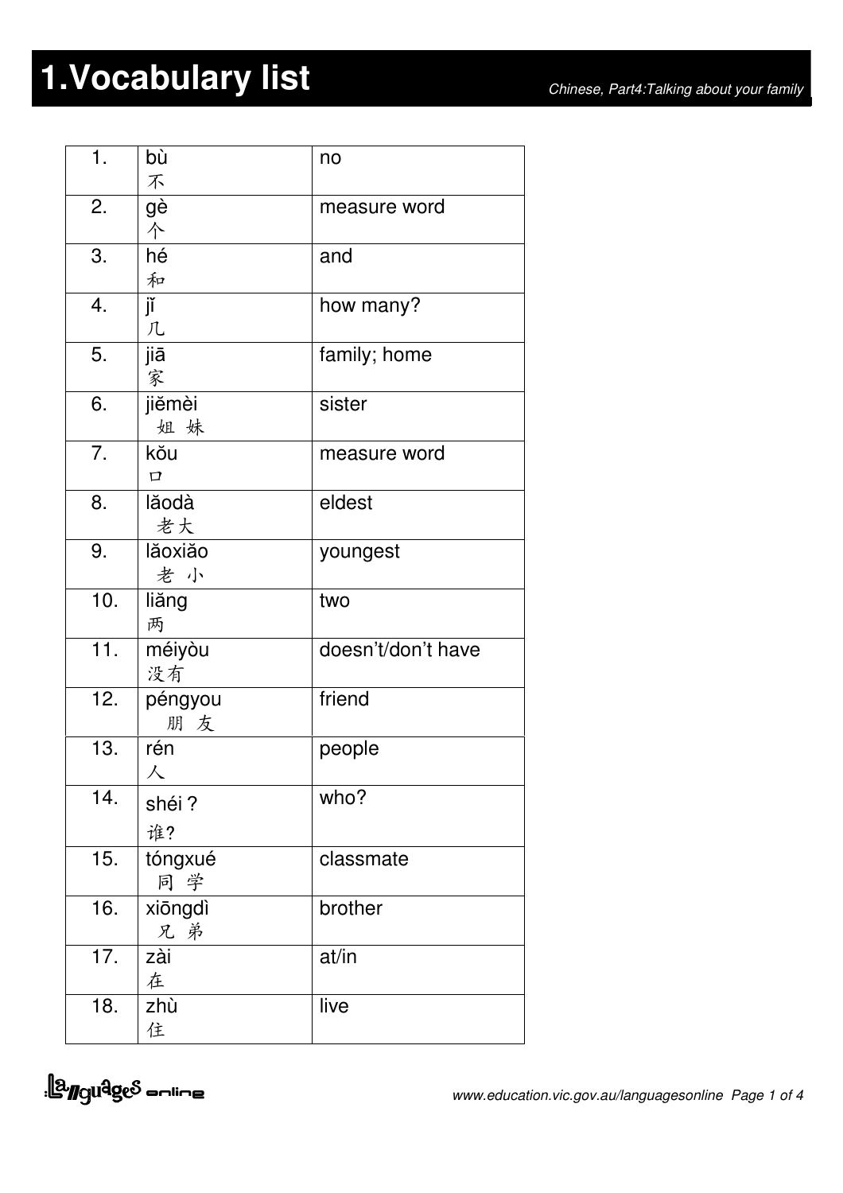# 1.Vocabulary list

| | | |
|---|---|---|
| 1. | bù 不 | no |
| 2. | gè 个 | measure word |
| 3. | hé 和 | and |
| 4. | jǐ 几 | how many? |
| 5. | jiā 家 | family; home |
| 6. | jiěmèi 姐妹 | sister |
| 7. | kǒu 口 | measure word |
| 8. | lǎodà 老大 | eldest |
| 9. | lǎoxiǎo 老小 | youngest |
| 10. | liǎng 两 | two |
| 11. | méiyòu 没有 | doesn't/don't have |
| 12. | péngyou 朋友 | friend |
| 13. | rén 人 | people |
| 14. | shéi ? 谁? | who? |
| 15. | tóngxué 同学 | classmate |
| 16. | xiōngdì 兄弟 | brother |
| 17. | zài 在 | at/in |
| 18. | zhù 住 | live |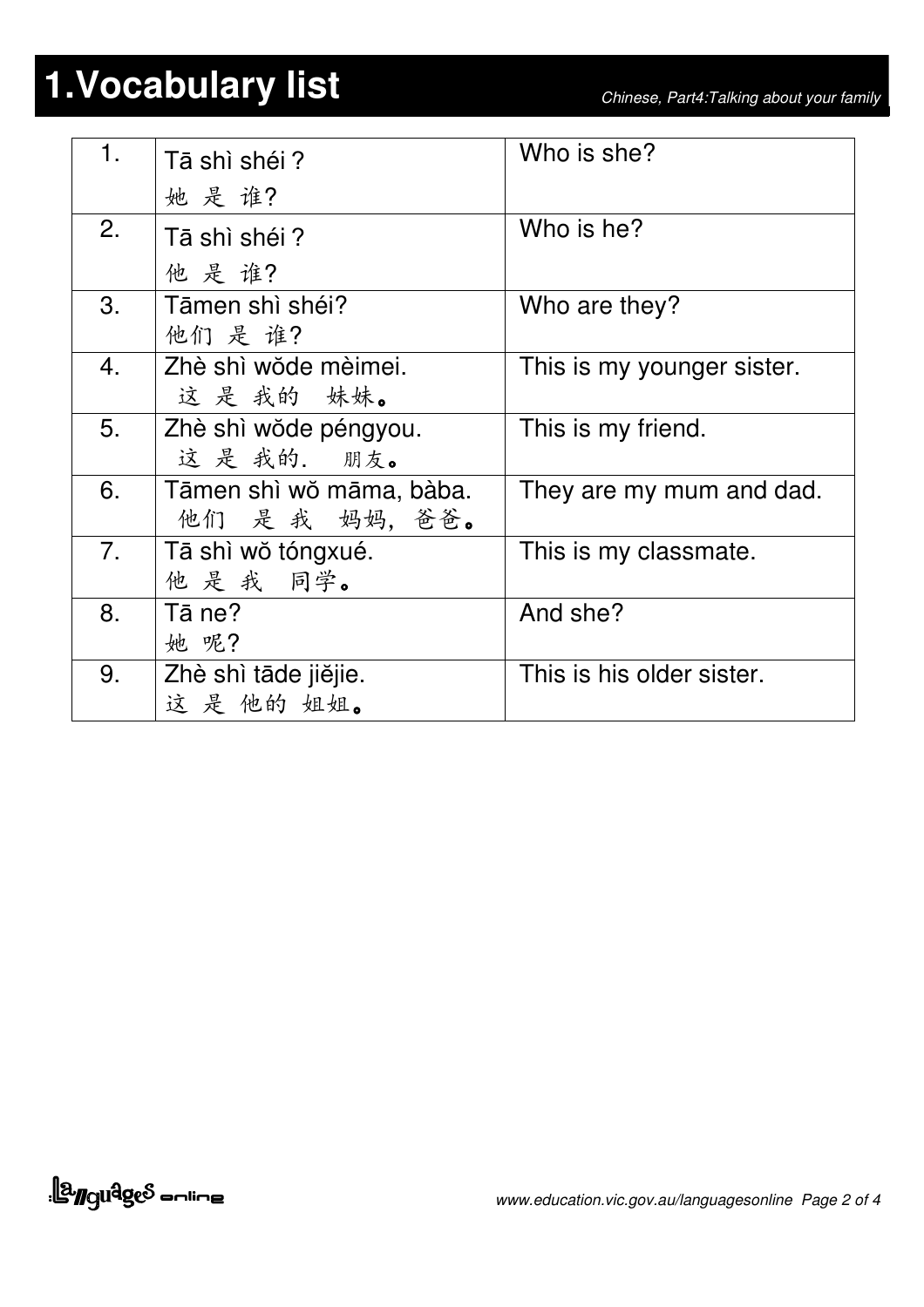# 1.Vocabulary list

| | | |
|---|---|---|
| 1. | Tā shì shéi ?<br>她 是 谁? | Who is she? |
| 2. | Tā shì shéi ?<br>他 是 谁? | Who is he? |
| 3. | Tāmen shì shéi?<br>他们 是 谁? | Who are they? |
| 4. | Zhè shì wǒde mèimei.<br>这 是 我的 妹妹。 | This is my younger sister. |
| 5. | Zhè shì wǒde péngyou.<br>这 是 我的. 朋友。 | This is my friend. |
| 6. | Tāmen shì wǒ māma, bàba.<br>他们 是 我 妈妈, 爸爸。 | They are my mum and dad. |
| 7. | Tā shì wǒ tóngxué.<br>他 是 我 同学。 | This is my classmate. |
| 8. | Tā ne?<br>她 呢? | And she? |
| 9. | Zhè shì tāde jiějie.<br>这 是 他的 姐姐。 | This is his older sister. |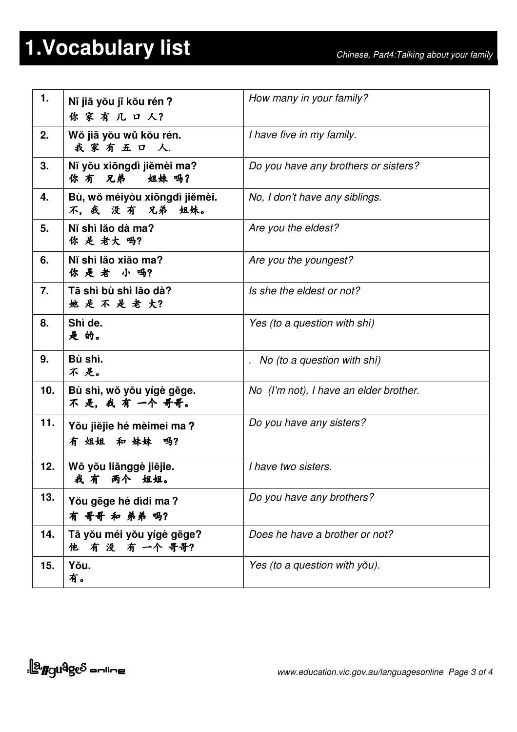# 1.Vocabulary list

| | | |
|---|---|---|
| **1.** | **Nǐ jiā yǒu jǐ kǒu rén？**<br>你 家 有 几 口 人? | *How many in your family?* |
| **2.** | **Wǒ jiā yǒu wǔ kǒu rén.**<br>我 家 有 五 口 人. | *I have five in my family.* |
| **3.** | **Nǐ yǒu xiōngdì jiěmèi ma?**<br>你 有 兄弟 姐妹 吗? | *Do you have any brothers or sisters?* |
| **4.** | **Bù, wǒ méiyòu xiōngdì jiěmèi.**<br>不，我 没 有 兄弟 姐妹。 | *No, I don't have any siblings.* |
| **5.** | **Nǐ shì lǎo dà ma?**<br>你 是 老大 吗? | *Are you the eldest?* |
| **6.** | **Nǐ shì lǎo xiǎo ma?**<br>你 是 老 小 吗? | *Are you the youngest?* |
| **7.** | **Tā shì bù shì lǎo dà?**<br>她 是 不 是 老 大? | *Is she the eldest or not?* |
| **8.** | **Shì de.**<br>是 的。 | *Yes (to a question with shì)* |
| **9.** | **Bù shì.**<br>不 是。 | *. No (to a question with shì)* |
| **10.** | **Bù shì, wǒ yǒu yígè gēge.**<br>不 是，我 有 一个 哥哥。 | *No (I'm not), I have an elder brother.* |
| **11.** | **Yǒu jiějie hé mèimei ma？**<br>有 姐姐 和 妹妹 吗? | *Do you have any sisters?* |
| **12.** | **Wǒ yǒu liǎnggè jiějie.**<br>我 有 两个 姐姐。 | *I have two sisters.* |
| **13.** | **Yǒu gēge hé dìdi ma？**<br>有 哥哥 和 弟弟 吗? | *Do you have any brothers?* |
| **14.** | **Tā yǒu méi yǒu yígè gēge?**<br>他 有 没 有 一个 哥哥? | *Does he have a brother or not?* |
| **15.** | **Yǒu.**<br>有。 | *Yes (to a question with yǒu).* |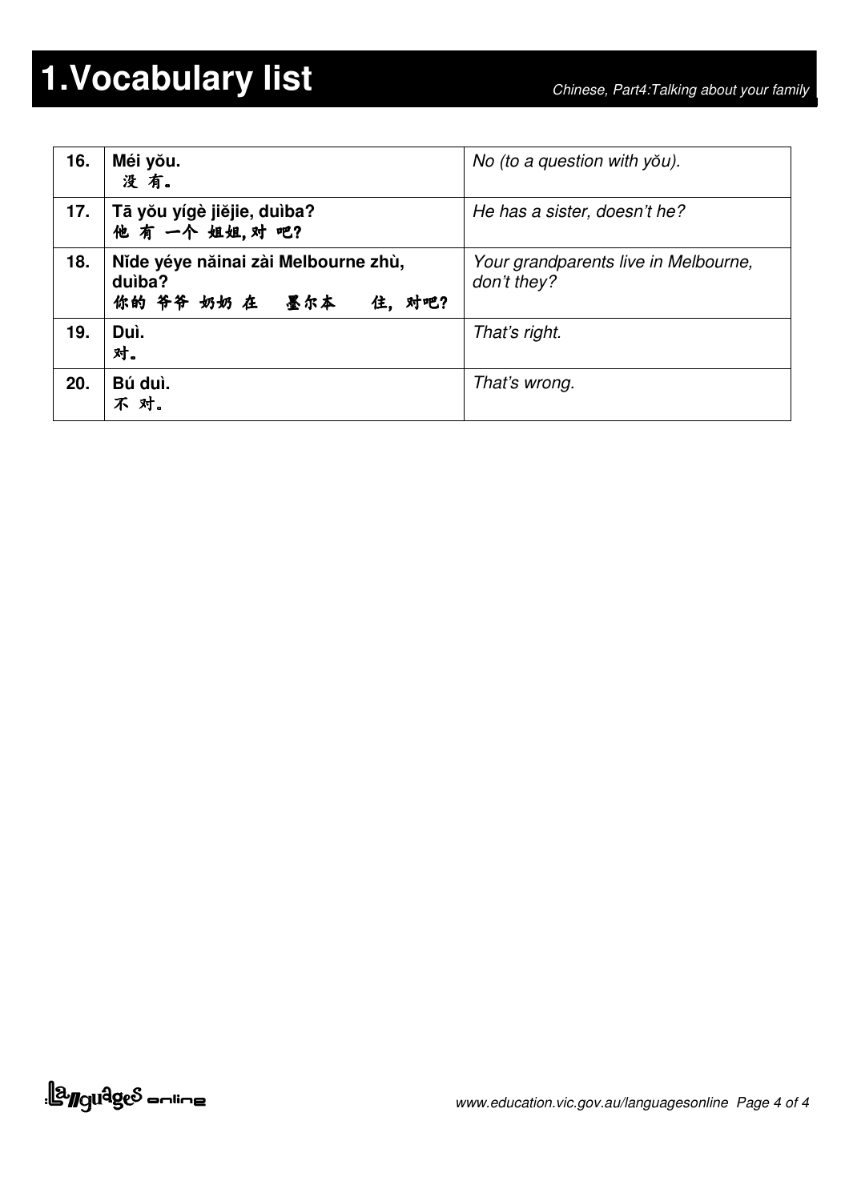# 1.Vocabulary list

| | | |
|---|---|---|
| **16.** | **Méi yǒu.**<br>没 有。 | *No (to a question with yǒu).* |
| **17.** | **Tā yǒu yígè jiějie, duìba?**<br>他 有 一个 姐姐, 对 吧? | *He has a sister, doesn't he?* |
| **18.** | **Nǐde yéye nǎinai zài Melbourne zhù, duìba?**<br>你的 爷爷 奶奶 在 墨尔本 住, 对吧? | *Your grandparents live in Melbourne, don't they?* |
| **19.** | **Duì.**<br>对。 | *That's right.* |
| **20.** | **Bú duì.**<br>不 对。 | *That's wrong.* |